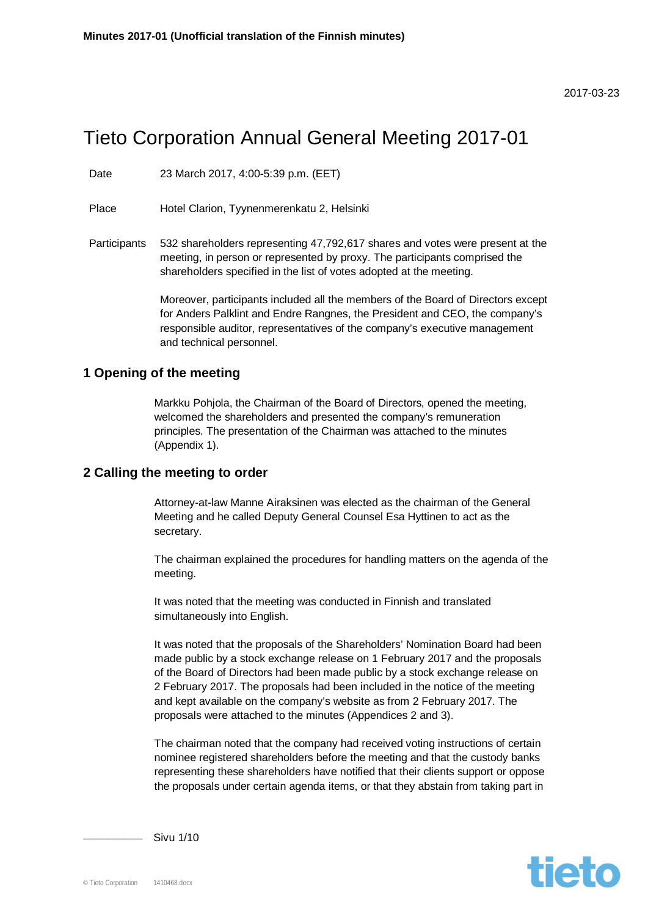2017-03-23

# Tieto Corporation Annual General Meeting 2017-01

| | |
|---|---|
| Date | 23 March 2017, 4:00-5:39 p.m. (EET) |
| Place | Hotel Clarion, Tyynenmerenkatu 2, Helsinki |
| Participants | 532 shareholders representing 47,792,617 shares and votes were present at the meeting, in person or represented by proxy. The participants comprised the shareholders specified in the list of votes adopted at the meeting. |

Moreover, participants included all the members of the Board of Directors except for Anders Palklint and Endre Rangnes, the President and CEO, the company's responsible auditor, representatives of the company's executive management and technical personnel.

## 1 Opening of the meeting

Markku Pohjola, the Chairman of the Board of Directors, opened the meeting, welcomed the shareholders and presented the company's remuneration principles. The presentation of the Chairman was attached to the minutes (Appendix 1).

## 2 Calling the meeting to order

Attorney-at-law Manne Airaksinen was elected as the chairman of the General Meeting and he called Deputy General Counsel Esa Hyttinen to act as the secretary.

The chairman explained the procedures for handling matters on the agenda of the meeting.

It was noted that the meeting was conducted in Finnish and translated simultaneously into English.

It was noted that the proposals of the Shareholders' Nomination Board had been made public by a stock exchange release on 1 February 2017 and the proposals of the Board of Directors had been made public by a stock exchange release on 2 February 2017. The proposals had been included in the notice of the meeting and kept available on the company's website as from 2 February 2017. The proposals were attached to the minutes (Appendices 2 and 3).

The chairman noted that the company had received voting instructions of certain nominee registered shareholders before the meeting and that the custody banks representing these shareholders have notified that their clients support or oppose the proposals under certain agenda items, or that they abstain from taking part in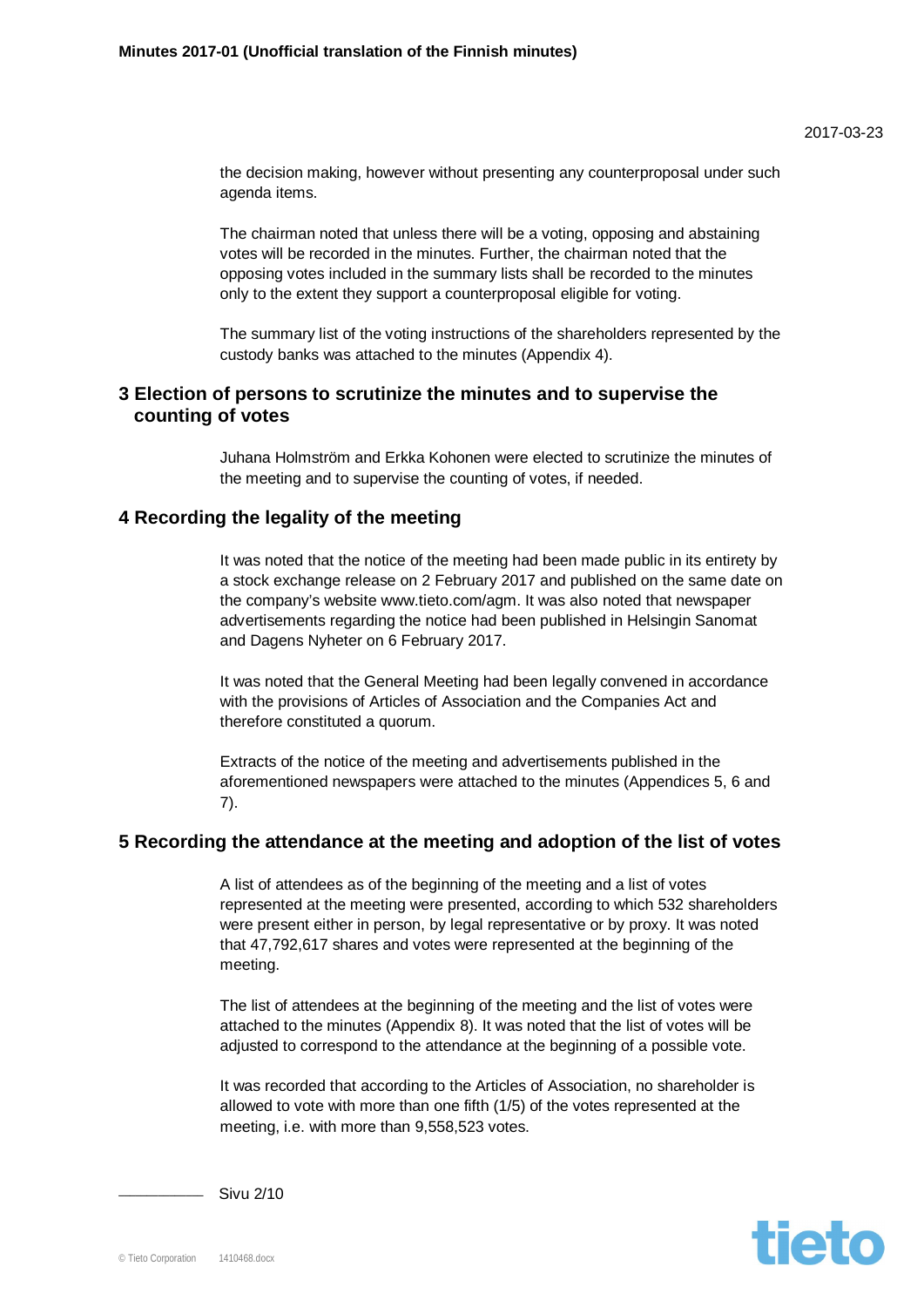the decision making, however without presenting any counterproposal under such agenda items.

The chairman noted that unless there will be a voting, opposing and abstaining votes will be recorded in the minutes. Further, the chairman noted that the opposing votes included in the summary lists shall be recorded to the minutes only to the extent they support a counterproposal eligible for voting.

The summary list of the voting instructions of the shareholders represented by the custody banks was attached to the minutes (Appendix 4).

## 3 Election of persons to scrutinize the minutes and to supervise the counting of votes

Juhana Holmström and Erkka Kohonen were elected to scrutinize the minutes of the meeting and to supervise the counting of votes, if needed.

## 4 Recording the legality of the meeting

It was noted that the notice of the meeting had been made public in its entirety by a stock exchange release on 2 February 2017 and published on the same date on the company's website www.tieto.com/agm. It was also noted that newspaper advertisements regarding the notice had been published in Helsingin Sanomat and Dagens Nyheter on 6 February 2017.

It was noted that the General Meeting had been legally convened in accordance with the provisions of Articles of Association and the Companies Act and therefore constituted a quorum.

Extracts of the notice of the meeting and advertisements published in the aforementioned newspapers were attached to the minutes (Appendices 5, 6 and 7).

## 5 Recording the attendance at the meeting and adoption of the list of votes

A list of attendees as of the beginning of the meeting and a list of votes represented at the meeting were presented, according to which 532 shareholders were present either in person, by legal representative or by proxy. It was noted that 47,792,617 shares and votes were represented at the beginning of the meeting.

The list of attendees at the beginning of the meeting and the list of votes were attached to the minutes (Appendix 8). It was noted that the list of votes will be adjusted to correspond to the attendance at the beginning of a possible vote.

It was recorded that according to the Articles of Association, no shareholder is allowed to vote with more than one fifth (1/5) of the votes represented at the meeting, i.e. with more than 9,558,523 votes.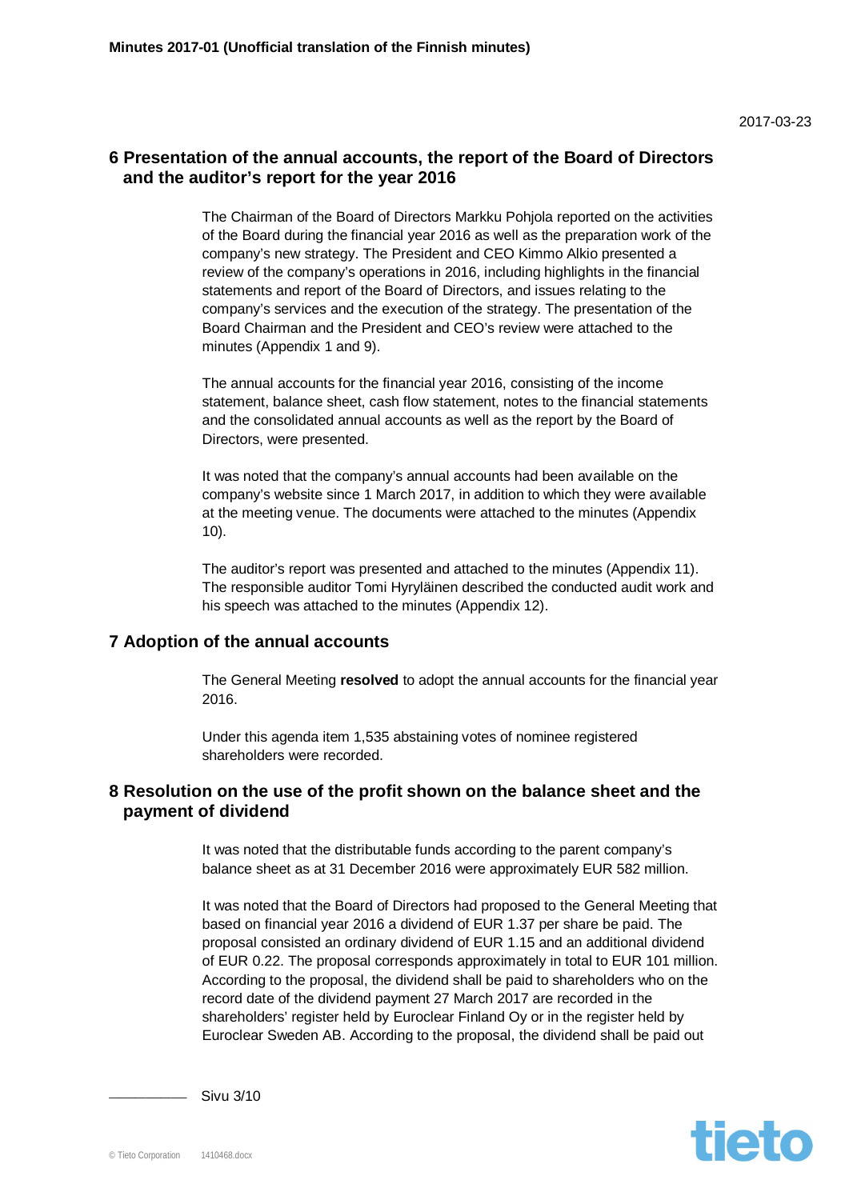2017-03-23

## 6 Presentation of the annual accounts, the report of the Board of Directors and the auditor's report for the year 2016

The Chairman of the Board of Directors Markku Pohjola reported on the activities of the Board during the financial year 2016 as well as the preparation work of the company's new strategy. The President and CEO Kimmo Alkio presented a review of the company's operations in 2016, including highlights in the financial statements and report of the Board of Directors, and issues relating to the company's services and the execution of the strategy. The presentation of the Board Chairman and the President and CEO's review were attached to the minutes (Appendix 1 and 9).

The annual accounts for the financial year 2016, consisting of the income statement, balance sheet, cash flow statement, notes to the financial statements and the consolidated annual accounts as well as the report by the Board of Directors, were presented.

It was noted that the company's annual accounts had been available on the company's website since 1 March 2017, in addition to which they were available at the meeting venue. The documents were attached to the minutes (Appendix 10).

The auditor's report was presented and attached to the minutes (Appendix 11). The responsible auditor Tomi Hyryläinen described the conducted audit work and his speech was attached to the minutes (Appendix 12).

## 7 Adoption of the annual accounts

The General Meeting **resolved** to adopt the annual accounts for the financial year 2016.

Under this agenda item 1,535 abstaining votes of nominee registered shareholders were recorded.

## 8 Resolution on the use of the profit shown on the balance sheet and the payment of dividend

It was noted that the distributable funds according to the parent company's balance sheet as at 31 December 2016 were approximately EUR 582 million.

It was noted that the Board of Directors had proposed to the General Meeting that based on financial year 2016 a dividend of EUR 1.37 per share be paid. The proposal consisted an ordinary dividend of EUR 1.15 and an additional dividend of EUR 0.22. The proposal corresponds approximately in total to EUR 101 million. According to the proposal, the dividend shall be paid to shareholders who on the record date of the dividend payment 27 March 2017 are recorded in the shareholders' register held by Euroclear Finland Oy or in the register held by Euroclear Sweden AB. According to the proposal, the dividend shall be paid out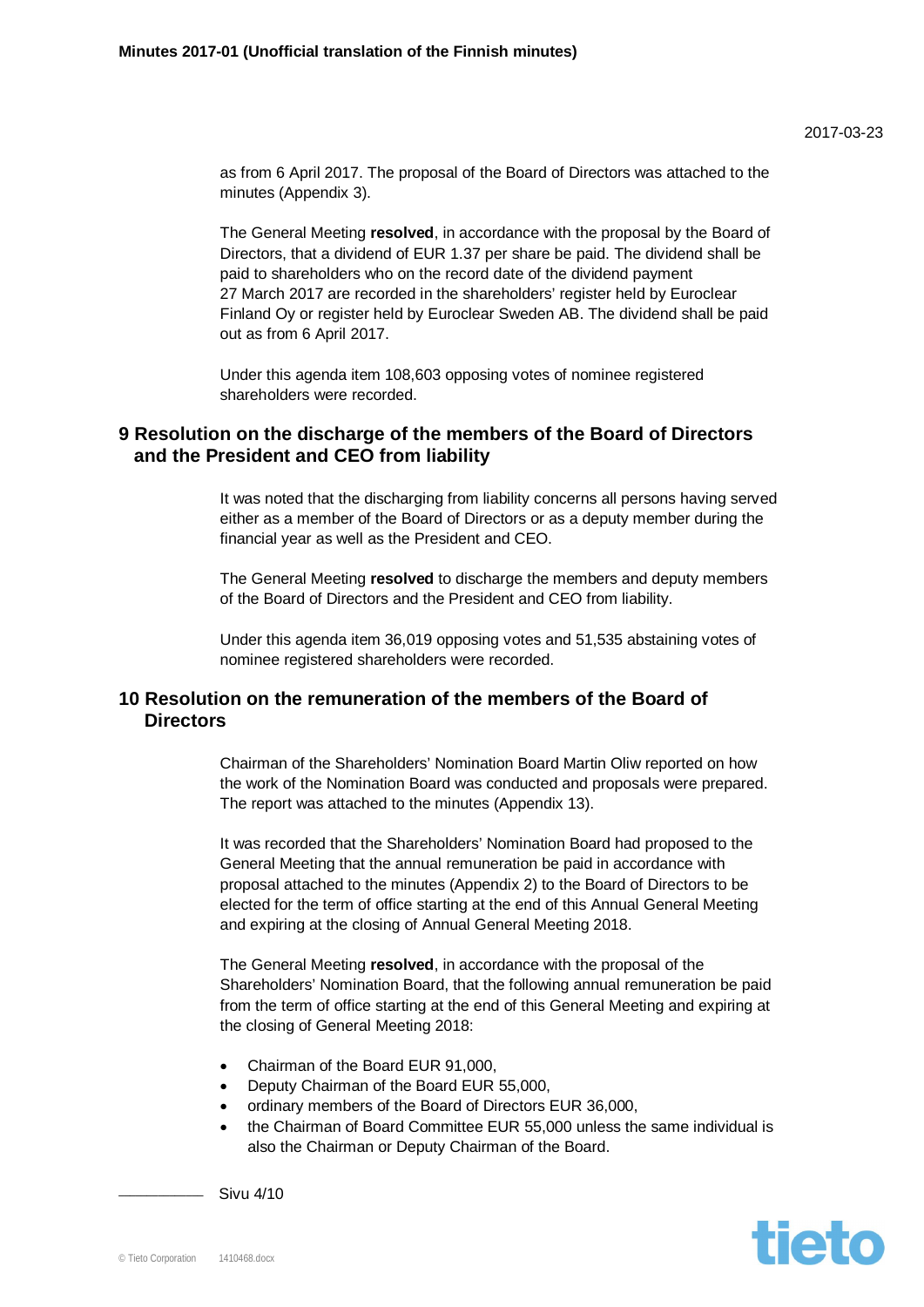as from 6 April 2017. The proposal of the Board of Directors was attached to the minutes (Appendix 3).

The General Meeting **resolved**, in accordance with the proposal by the Board of Directors, that a dividend of EUR 1.37 per share be paid. The dividend shall be paid to shareholders who on the record date of the dividend payment 27 March 2017 are recorded in the shareholders' register held by Euroclear Finland Oy or register held by Euroclear Sweden AB. The dividend shall be paid out as from 6 April 2017.

Under this agenda item 108,603 opposing votes of nominee registered shareholders were recorded.

## 9 Resolution on the discharge of the members of the Board of Directors and the President and CEO from liability

It was noted that the discharging from liability concerns all persons having served either as a member of the Board of Directors or as a deputy member during the financial year as well as the President and CEO.

The General Meeting **resolved** to discharge the members and deputy members of the Board of Directors and the President and CEO from liability.

Under this agenda item 36,019 opposing votes and 51,535 abstaining votes of nominee registered shareholders were recorded.

## 10 Resolution on the remuneration of the members of the Board of Directors

Chairman of the Shareholders' Nomination Board Martin Oliw reported on how the work of the Nomination Board was conducted and proposals were prepared. The report was attached to the minutes (Appendix 13).

It was recorded that the Shareholders' Nomination Board had proposed to the General Meeting that the annual remuneration be paid in accordance with proposal attached to the minutes (Appendix 2) to the Board of Directors to be elected for the term of office starting at the end of this Annual General Meeting and expiring at the closing of Annual General Meeting 2018.

The General Meeting **resolved**, in accordance with the proposal of the Shareholders' Nomination Board, that the following annual remuneration be paid from the term of office starting at the end of this General Meeting and expiring at the closing of General Meeting 2018:

- Chairman of the Board EUR 91,000,
- Deputy Chairman of the Board EUR 55,000,
- ordinary members of the Board of Directors EUR 36,000,
- the Chairman of Board Committee EUR 55,000 unless the same individual is also the Chairman or Deputy Chairman of the Board.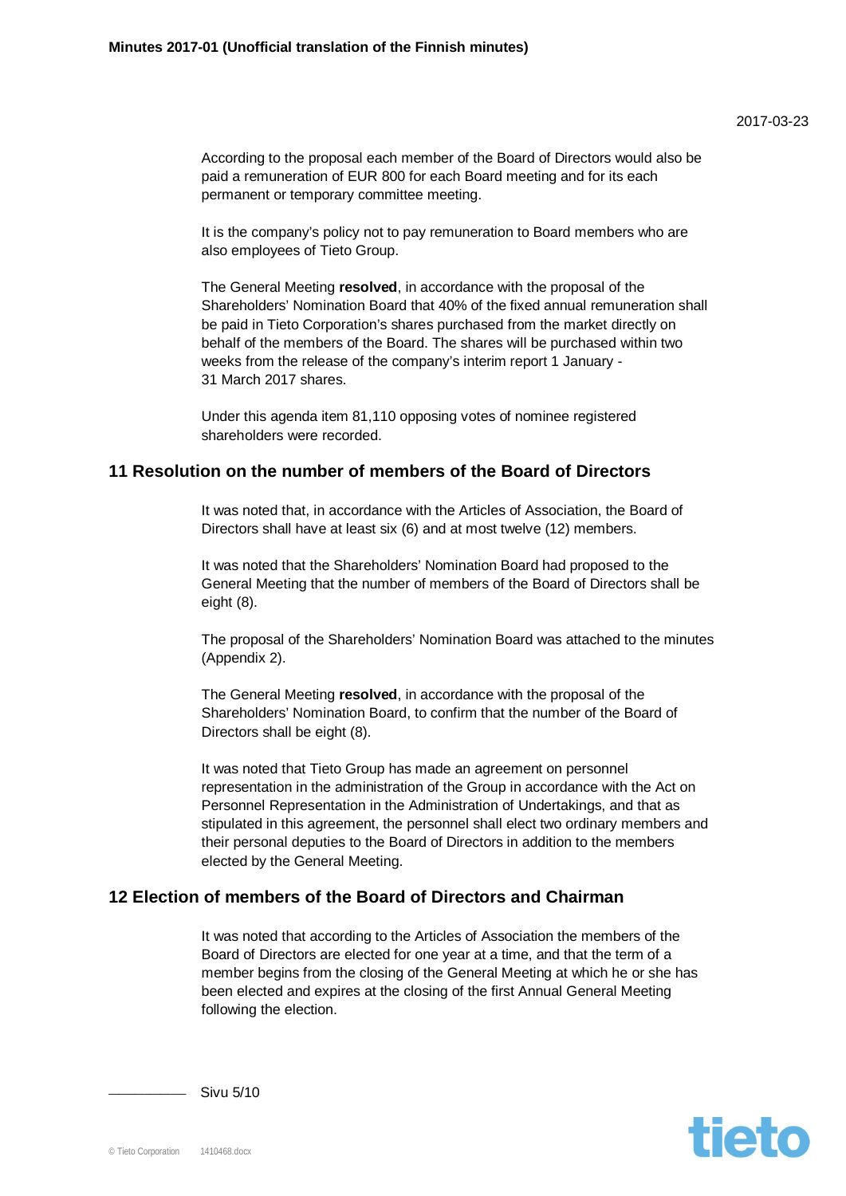According to the proposal each member of the Board of Directors would also be paid a remuneration of EUR 800 for each Board meeting and for its each permanent or temporary committee meeting.

It is the company's policy not to pay remuneration to Board members who are also employees of Tieto Group.

The General Meeting **resolved**, in accordance with the proposal of the Shareholders' Nomination Board that 40% of the fixed annual remuneration shall be paid in Tieto Corporation's shares purchased from the market directly on behalf of the members of the Board. The shares will be purchased within two weeks from the release of the company's interim report 1 January - 31 March 2017 shares.

Under this agenda item 81,110 opposing votes of nominee registered shareholders were recorded.

## 11 Resolution on the number of members of the Board of Directors

It was noted that, in accordance with the Articles of Association, the Board of Directors shall have at least six (6) and at most twelve (12) members.

It was noted that the Shareholders' Nomination Board had proposed to the General Meeting that the number of members of the Board of Directors shall be eight (8).

The proposal of the Shareholders' Nomination Board was attached to the minutes (Appendix 2).

The General Meeting **resolved**, in accordance with the proposal of the Shareholders' Nomination Board, to confirm that the number of the Board of Directors shall be eight (8).

It was noted that Tieto Group has made an agreement on personnel representation in the administration of the Group in accordance with the Act on Personnel Representation in the Administration of Undertakings, and that as stipulated in this agreement, the personnel shall elect two ordinary members and their personal deputies to the Board of Directors in addition to the members elected by the General Meeting.

## 12 Election of members of the Board of Directors and Chairman

It was noted that according to the Articles of Association the members of the Board of Directors are elected for one year at a time, and that the term of a member begins from the closing of the General Meeting at which he or she has been elected and expires at the closing of the first Annual General Meeting following the election.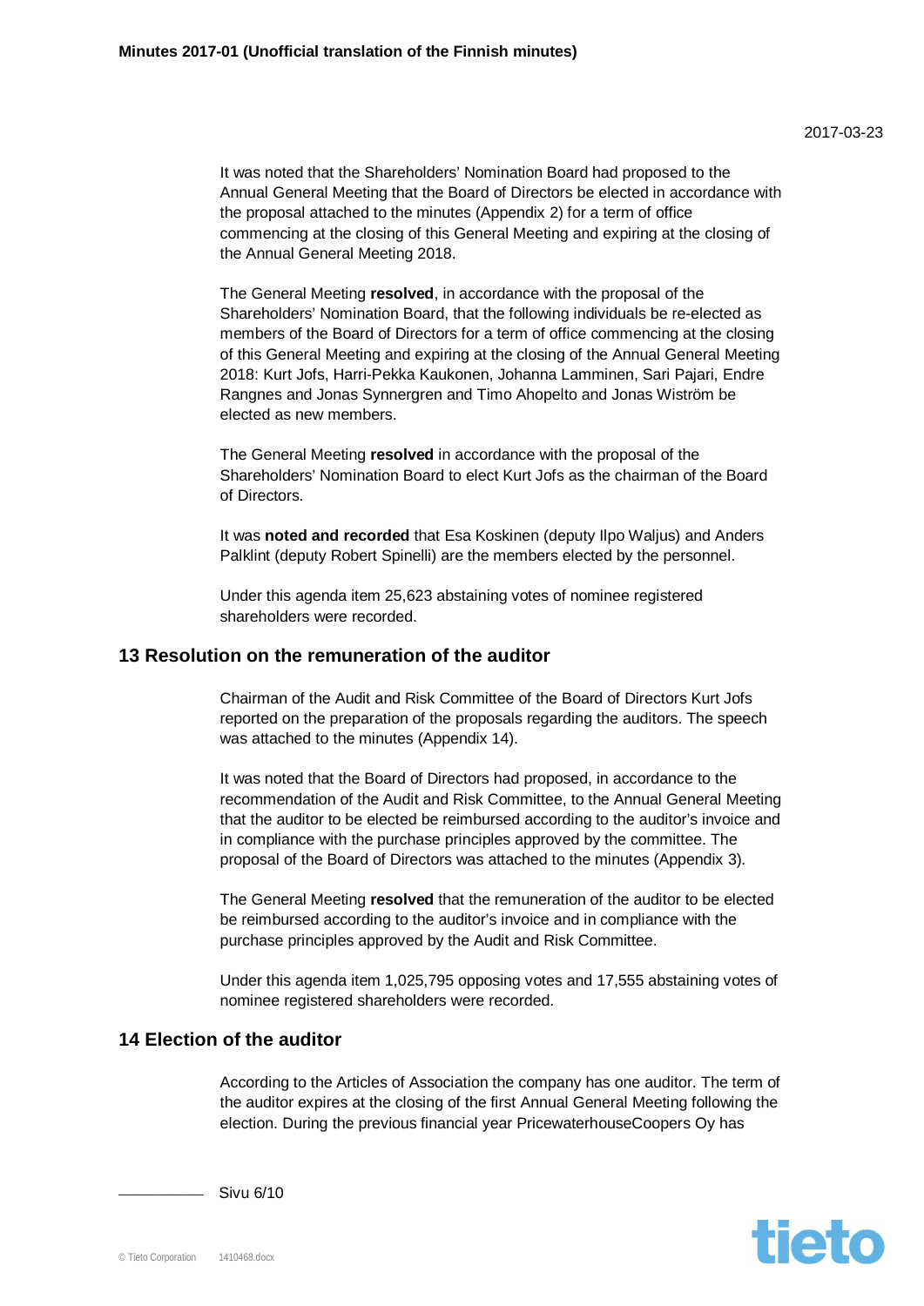It was noted that the Shareholders' Nomination Board had proposed to the Annual General Meeting that the Board of Directors be elected in accordance with the proposal attached to the minutes (Appendix 2) for a term of office commencing at the closing of this General Meeting and expiring at the closing of the Annual General Meeting 2018.

The General Meeting **resolved**, in accordance with the proposal of the Shareholders' Nomination Board, that the following individuals be re-elected as members of the Board of Directors for a term of office commencing at the closing of this General Meeting and expiring at the closing of the Annual General Meeting 2018: Kurt Jofs, Harri-Pekka Kaukonen, Johanna Lamminen, Sari Pajari, Endre Rangnes and Jonas Synnergren and Timo Ahopelto and Jonas Wiström be elected as new members.

The General Meeting **resolved** in accordance with the proposal of the Shareholders' Nomination Board to elect Kurt Jofs as the chairman of the Board of Directors.

It was **noted and recorded** that Esa Koskinen (deputy Ilpo Waljus) and Anders Palklint (deputy Robert Spinelli) are the members elected by the personnel.

Under this agenda item 25,623 abstaining votes of nominee registered shareholders were recorded.

## 13 Resolution on the remuneration of the auditor

Chairman of the Audit and Risk Committee of the Board of Directors Kurt Jofs reported on the preparation of the proposals regarding the auditors. The speech was attached to the minutes (Appendix 14).

It was noted that the Board of Directors had proposed, in accordance to the recommendation of the Audit and Risk Committee, to the Annual General Meeting that the auditor to be elected be reimbursed according to the auditor's invoice and in compliance with the purchase principles approved by the committee. The proposal of the Board of Directors was attached to the minutes (Appendix 3).

The General Meeting **resolved** that the remuneration of the auditor to be elected be reimbursed according to the auditor's invoice and in compliance with the purchase principles approved by the Audit and Risk Committee.

Under this agenda item 1,025,795 opposing votes and 17,555 abstaining votes of nominee registered shareholders were recorded.

## 14 Election of the auditor

According to the Articles of Association the company has one auditor. The term of the auditor expires at the closing of the first Annual General Meeting following the election. During the previous financial year PricewaterhouseCoopers Oy has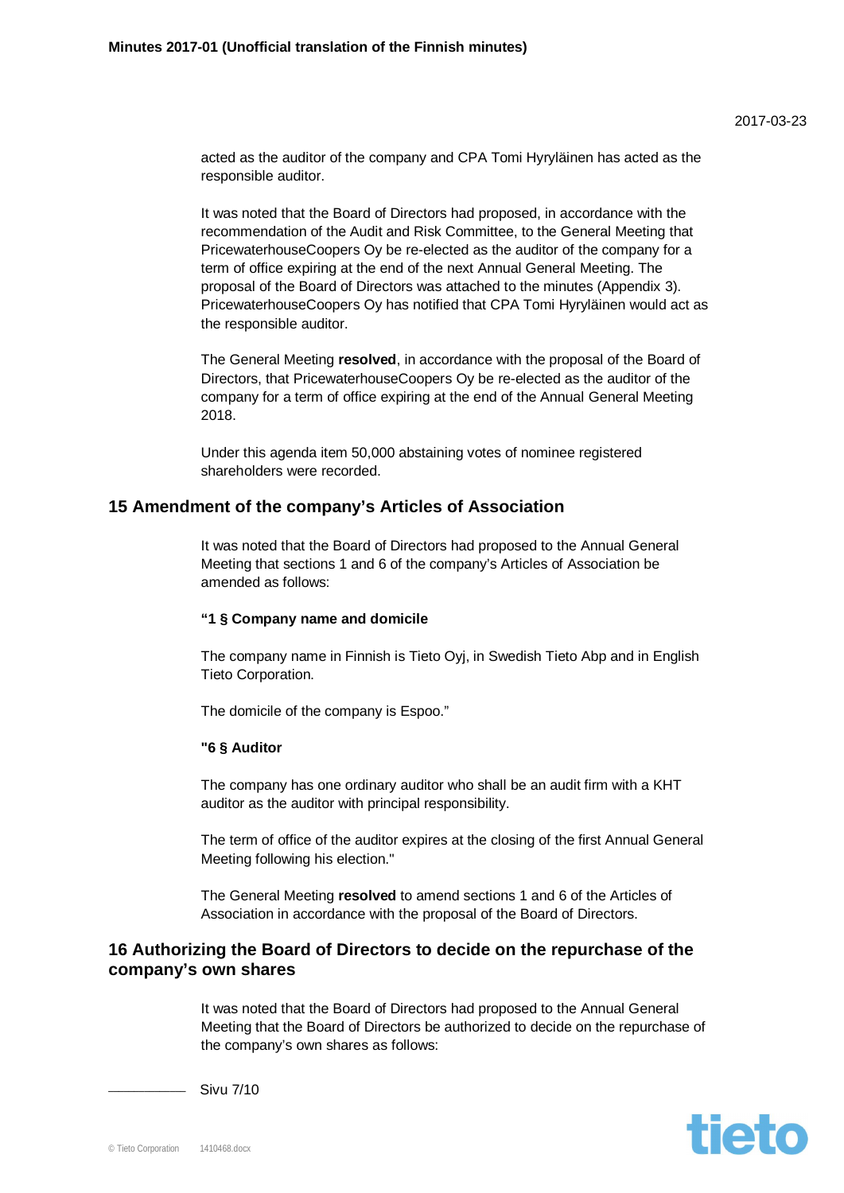acted as the auditor of the company and CPA Tomi Hyryläinen has acted as the responsible auditor.

It was noted that the Board of Directors had proposed, in accordance with the recommendation of the Audit and Risk Committee, to the General Meeting that PricewaterhouseCoopers Oy be re-elected as the auditor of the company for a term of office expiring at the end of the next Annual General Meeting. The proposal of the Board of Directors was attached to the minutes (Appendix 3). PricewaterhouseCoopers Oy has notified that CPA Tomi Hyryläinen would act as the responsible auditor.

The General Meeting **resolved**, in accordance with the proposal of the Board of Directors, that PricewaterhouseCoopers Oy be re-elected as the auditor of the company for a term of office expiring at the end of the Annual General Meeting 2018.

Under this agenda item 50,000 abstaining votes of nominee registered shareholders were recorded.

## 15 Amendment of the company's Articles of Association

It was noted that the Board of Directors had proposed to the Annual General Meeting that sections 1 and 6 of the company's Articles of Association be amended as follows:

**"1 § Company name and domicile**

The company name in Finnish is Tieto Oyj, in Swedish Tieto Abp and in English Tieto Corporation.

The domicile of the company is Espoo."

**"6 § Auditor**

The company has one ordinary auditor who shall be an audit firm with a KHT auditor as the auditor with principal responsibility.

The term of office of the auditor expires at the closing of the first Annual General Meeting following his election."

The General Meeting **resolved** to amend sections 1 and 6 of the Articles of Association in accordance with the proposal of the Board of Directors.

## 16 Authorizing the Board of Directors to decide on the repurchase of the company's own shares

It was noted that the Board of Directors had proposed to the Annual General Meeting that the Board of Directors be authorized to decide on the repurchase of the company's own shares as follows: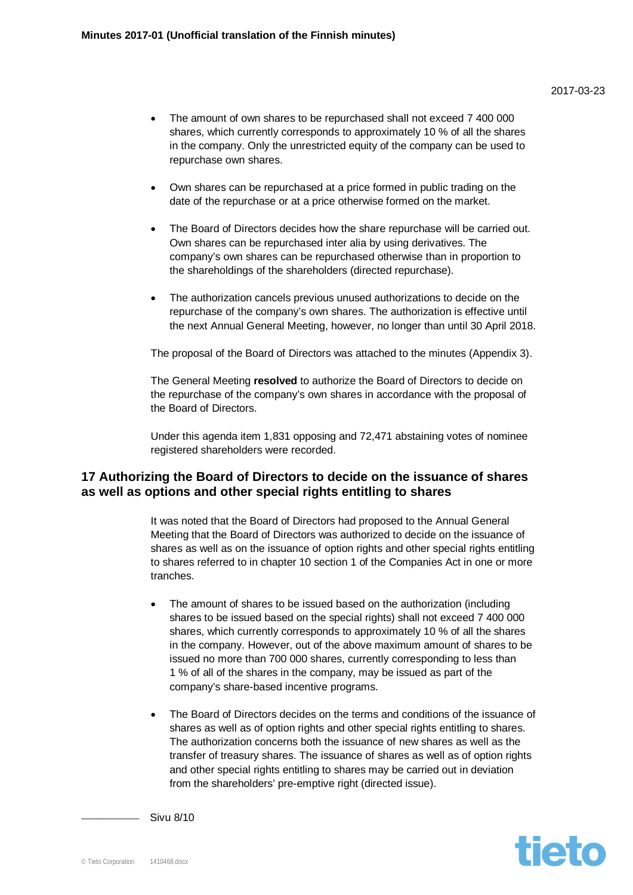- The amount of own shares to be repurchased shall not exceed 7 400 000 shares, which currently corresponds to approximately 10 % of all the shares in the company. Only the unrestricted equity of the company can be used to repurchase own shares.

- Own shares can be repurchased at a price formed in public trading on the date of the repurchase or at a price otherwise formed on the market.

- The Board of Directors decides how the share repurchase will be carried out. Own shares can be repurchased inter alia by using derivatives. The company's own shares can be repurchased otherwise than in proportion to the shareholdings of the shareholders (directed repurchase).

- The authorization cancels previous unused authorizations to decide on the repurchase of the company's own shares. The authorization is effective until the next Annual General Meeting, however, no longer than until 30 April 2018.

The proposal of the Board of Directors was attached to the minutes (Appendix 3).

The General Meeting **resolved** to authorize the Board of Directors to decide on the repurchase of the company's own shares in accordance with the proposal of the Board of Directors.

Under this agenda item 1,831 opposing and 72,471 abstaining votes of nominee registered shareholders were recorded.

## 17 Authorizing the Board of Directors to decide on the issuance of shares as well as options and other special rights entitling to shares

It was noted that the Board of Directors had proposed to the Annual General Meeting that the Board of Directors was authorized to decide on the issuance of shares as well as on the issuance of option rights and other special rights entitling to shares referred to in chapter 10 section 1 of the Companies Act in one or more tranches.

- The amount of shares to be issued based on the authorization (including shares to be issued based on the special rights) shall not exceed 7 400 000 shares, which currently corresponds to approximately 10 % of all the shares in the company. However, out of the above maximum amount of shares to be issued no more than 700 000 shares, currently corresponding to less than 1 % of all of the shares in the company, may be issued as part of the company's share-based incentive programs.

- The Board of Directors decides on the terms and conditions of the issuance of shares as well as of option rights and other special rights entitling to shares. The authorization concerns both the issuance of new shares as well as the transfer of treasury shares. The issuance of shares as well as of option rights and other special rights entitling to shares may be carried out in deviation from the shareholders' pre-emptive right (directed issue).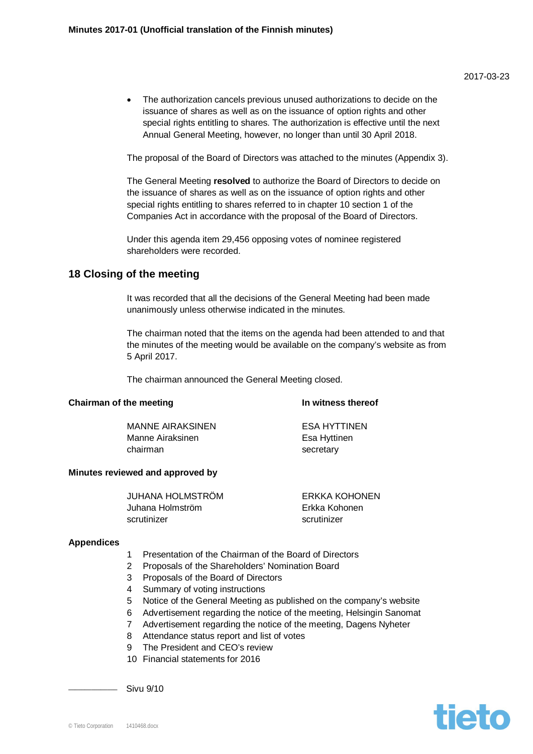- The authorization cancels previous unused authorizations to decide on the issuance of shares as well as on the issuance of option rights and other special rights entitling to shares. The authorization is effective until the next Annual General Meeting, however, no longer than until 30 April 2018.

The proposal of the Board of Directors was attached to the minutes (Appendix 3).

The General Meeting **resolved** to authorize the Board of Directors to decide on the issuance of shares as well as on the issuance of option rights and other special rights entitling to shares referred to in chapter 10 section 1 of the Companies Act in accordance with the proposal of the Board of Directors.

Under this agenda item 29,456 opposing votes of nominee registered shareholders were recorded.

## 18 Closing of the meeting

It was recorded that all the decisions of the General Meeting had been made unanimously unless otherwise indicated in the minutes.

The chairman noted that the items on the agenda had been attended to and that the minutes of the meeting would be available on the company's website as from 5 April 2017.

The chairman announced the General Meeting closed.

**Chairman of the meeting**

MANNE AIRAKSINEN
Manne Airaksinen
chairman

**In witness thereof**

ESA HYTTINEN
Esa Hyttinen
secretary

**Minutes reviewed and approved by**

JUHANA HOLMSTRÖM
Juhana Holmström
scrutinizer

ERKKA KOHONEN
Erkka Kohonen
scrutinizer

**Appendices**

1. Presentation of the Chairman of the Board of Directors
2. Proposals of the Shareholders' Nomination Board
3. Proposals of the Board of Directors
4. Summary of voting instructions
5. Notice of the General Meeting as published on the company's website
6. Advertisement regarding the notice of the meeting, Helsingin Sanomat
7. Advertisement regarding the notice of the meeting, Dagens Nyheter
8. Attendance status report and list of votes
9. The President and CEO's review
10. Financial statements for 2016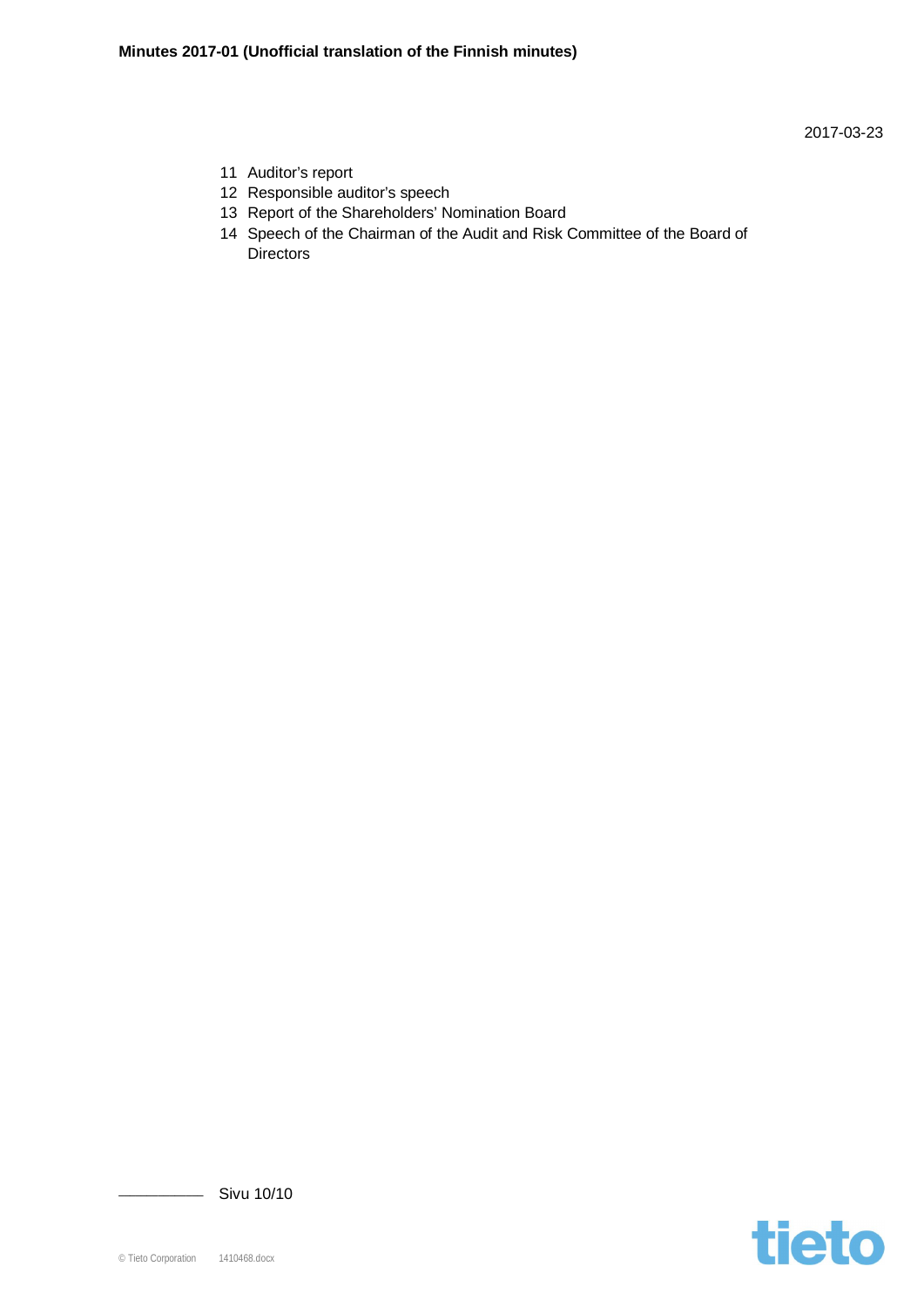11 Auditor's report
12 Responsible auditor's speech
13 Report of the Shareholders' Nomination Board
14 Speech of the Chairman of the Audit and Risk Committee of the Board of Directors